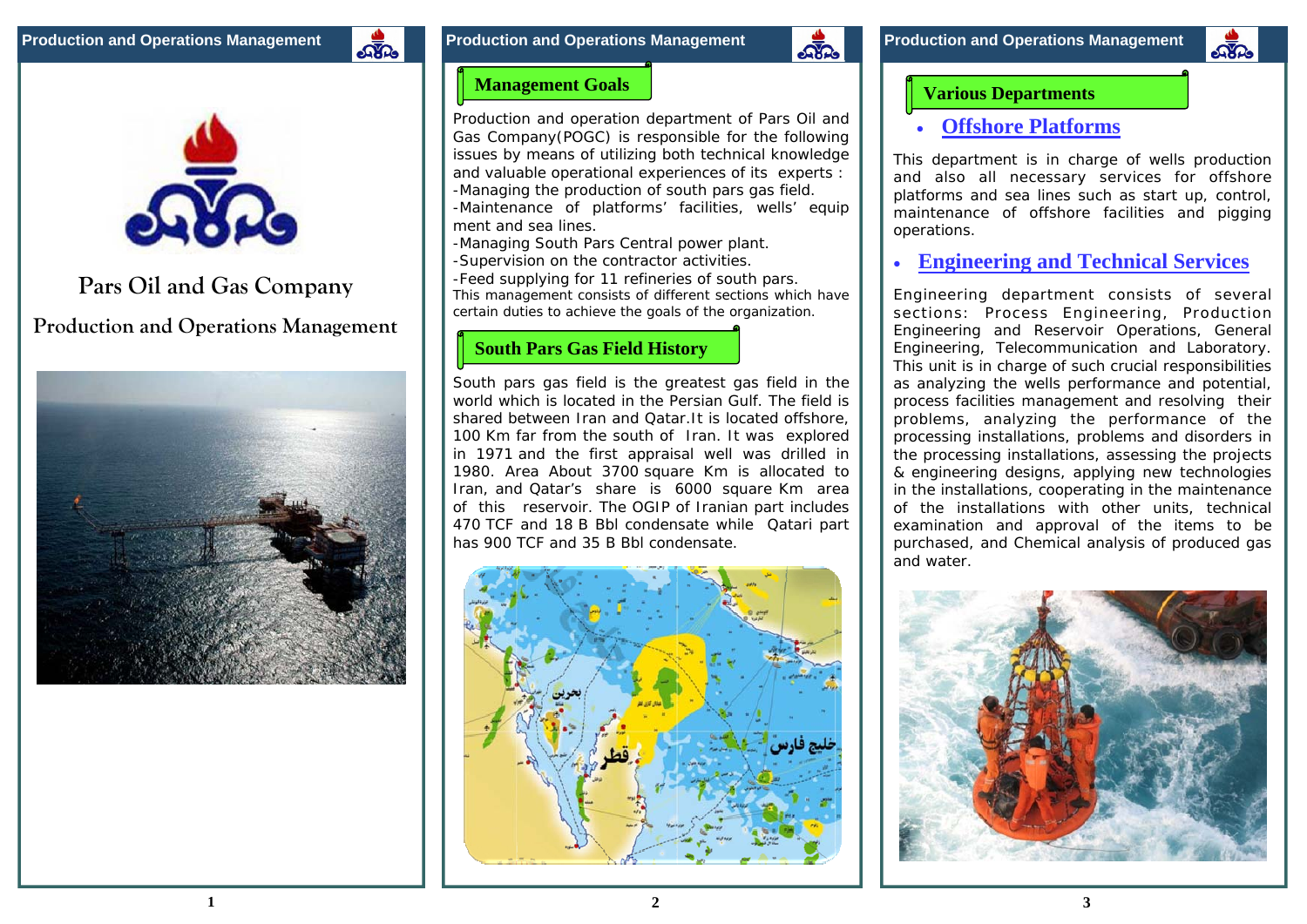# Pars Oil and Gas Company

## Production and Operations Management

### Management Goals

Production and operation department of Pars Oil and Gas Company(POGC) is responsible for the following issues by means of utilizing both technical knowledge and valuable operational experiences of its experts :

-Managing the production of south pars gas field.

-Maintenance of platforms' facilities, wells' equip ment and sea lines.

-Managing South Pars Central power plant.

-Supervision on the contractor activities.

-Feed supplying for 11 refineries of south pars.

This management consists of different sections which have certain duties to achieve the goals of the organization.

### South Pars Gas Field History

South pars gas field is the greatest gas field in the world which is located in the Persian Gulf. The field is shared between Iran and Qatar.It is located offshore, 100 Km far from the south of Iran. It was explored in 1971 and the first appraisal well was drilled in 1980. Area About 3700 square Km is allocated to Iran, and Qatar's share is 6000 square Km area of this reservoir. The OGIP of Iranian part includes 470 TCF and 18 B Bbl condensate while Qatari part has 900 TCF and 35 B Bbl condensate.

### Various Departments

- **Offshore Platforms**

This department is in charge of wells production and also all necessary services for offshore platforms and sea lines such as start up, control, maintenance of offshore facilities and pigging operations.

- **Engineering and Technical Services**

Engineering department consists of several sections: Process Engineering, Production Engineering and Reservoir Operations, General Engineering, Telecommunication and Laboratory. This unit is in charge of such crucial responsibilities as analyzing the wells performance and potential, process facilities management and resolving their problems, analyzing the performance of the processing installations, problems and disorders in the processing installations, assessing the projects & engineering designs, applying new technologies in the installations, cooperating in the maintenance of the installations with other units, technical examination and approval of the items to be purchased, and Chemical analysis of produced gas and water.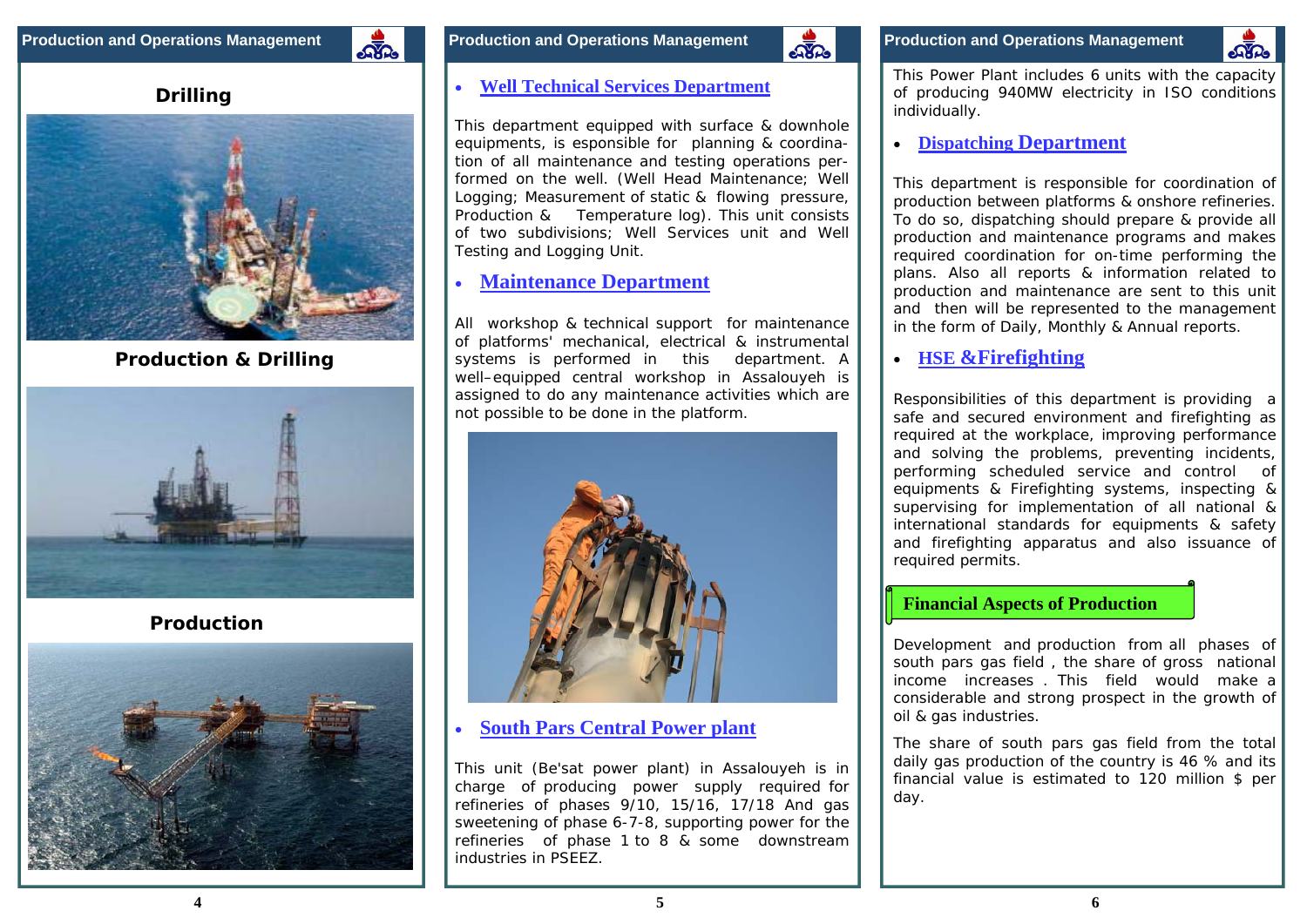## Drilling

## Production & Drilling

## Production

- **Well Technical Services Department**

This department equipped with surface & downhole equipments, is esponsible for planning & coordination of all maintenance and testing operations performed on the well. (Well Head Maintenance; Well Logging; Measurement of static & flowing pressure, Production & Temperature log). This unit consists of two subdivisions; Well Services unit and Well Testing and Logging Unit.

- **Maintenance Department**

All workshop & technical support for maintenance of platforms' mechanical, electrical & instrumental systems is performed in this department. A well–equipped central workshop in Assalouyeh is assigned to do any maintenance activities which are not possible to be done in the platform.

- **South Pars Central Power plant**

This unit (Be'sat power plant) in Assalouyeh is in charge of producing power supply required for refineries of phases 9/10, 15/16, 17/18 And gas sweetening of phase 6-7-8, supporting power for the refineries of phase 1 to 8 & some downstream industries in PSEEZ.

This Power Plant includes 6 units with the capacity of producing 940MW electricity in ISO conditions individually.

- **Dispatching Department**

This department is responsible for coordination of production between platforms & onshore refineries. To do so, dispatching should prepare & provide all production and maintenance programs and makes required coordination for on-time performing the plans. Also all reports & information related to production and maintenance are sent to this unit and then will be represented to the management in the form of Daily, Monthly & Annual reports.

- **HSE &Firefighting**

Responsibilities of this department is providing a safe and secured environment and firefighting as required at the workplace, improving performance and solving the problems, preventing incidents, performing scheduled service and control of equipments & Firefighting systems, inspecting & supervising for implementation of all national & international standards for equipments & safety and firefighting apparatus and also issuance of required permits.

### Financial Aspects of Production

Development and production from all phases of south pars gas field , the share of gross national income increases . This field would make a considerable and strong prospect in the growth of oil & gas industries.

The share of south pars gas field from the total daily gas production of the country is 46 % and its financial value is estimated to 120 million $ per day.